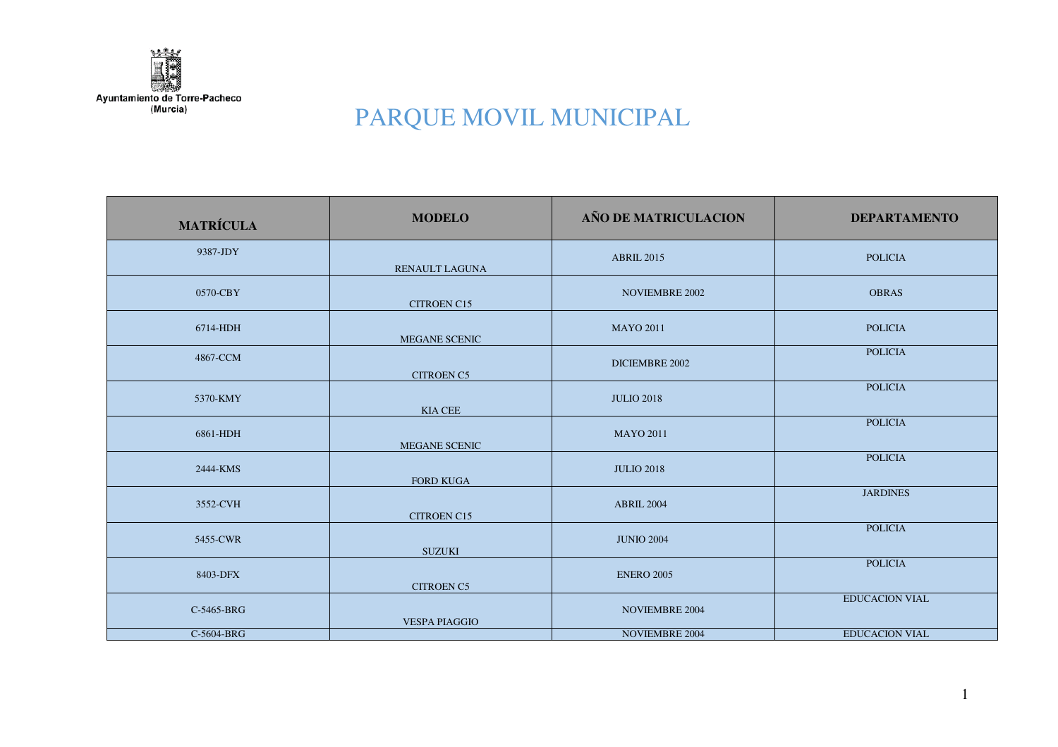Ayuntamiento de Torre-Pacheco
(Murcia)

# PARQUE MOVIL MUNICIPAL

| MATRÍCULA | MODELO | AÑO DE MATRICULACION | DEPARTAMENTO |
|---|---|---|---|
| 9387-JDY | RENAULT LAGUNA | ABRIL 2015 | POLICIA |
| 0570-CBY | CITROEN C15 | NOVIEMBRE 2002 | OBRAS |
| 6714-HDH | MEGANE SCENIC | MAYO 2011 | POLICIA |
| 4867-CCM | CITROEN C5 | DICIEMBRE 2002 | POLICIA |
| 5370-KMY | KIA CEE | JULIO 2018 | POLICIA |
| 6861-HDH | MEGANE SCENIC | MAYO 2011 | POLICIA |
| 2444-KMS | FORD KUGA | JULIO 2018 | POLICIA |
| 3552-CVH | CITROEN C15 | ABRIL 2004 | JARDINES |
| 5455-CWR | SUZUKI | JUNIO 2004 | POLICIA |
| 8403-DFX | CITROEN C5 | ENERO 2005 | POLICIA |
| C-5465-BRG | VESPA PIAGGIO | NOVIEMBRE 2004 | EDUCACION VIAL |
| C-5604-BRG | | NOVIEMBRE 2004 | EDUCACION VIAL |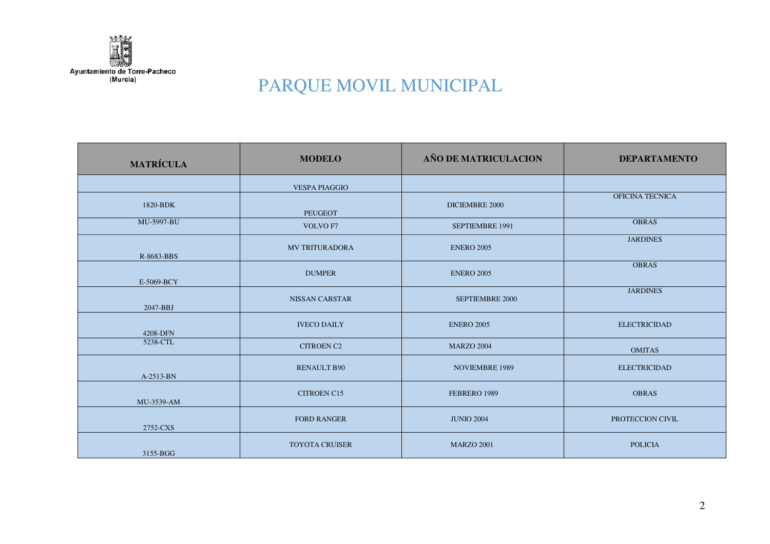# PARQUE MOVIL MUNICIPAL

| MATRÍCULA | MODELO | AÑO DE MATRICULACION | DEPARTAMENTO |
|---|---|---|---|
| | VESPA PIAGGIO | | |
| 1820-BDK | PEUGEOT | DICIEMBRE 2000 | OFICINA TECNICA |
| MU-5997-BU | VOLVO F7 | SEPTIEMBRE 1991 | OBRAS |
| R-8683-BBS | MV TRITURADORA | ENERO 2005 | JARDINES |
| E-5069-BCY | DUMPER | ENERO 2005 | OBRAS |
| 2047-BBJ | NISSAN CABSTAR | SEPTIEMBRE 2000 | JARDINES |
| 4208-DFN | IVECO DAILY | ENERO 2005 | ELECTRICIDAD |
| 5238-CTL | CITROEN C2 | MARZO 2004 | OMITAS |
| A-2513-BN | RENAULT B90 | NOVIEMBRE 1989 | ELECTRICIDAD |
| MU-3539-AM | CITROEN C15 | FEBRERO 1989 | OBRAS |
| 2752-CXS | FORD RANGER | JUNIO 2004 | PROTECCION CIVIL |
| 3155-BGG | TOYOTA CRUISER | MARZO 2001 | POLICIA |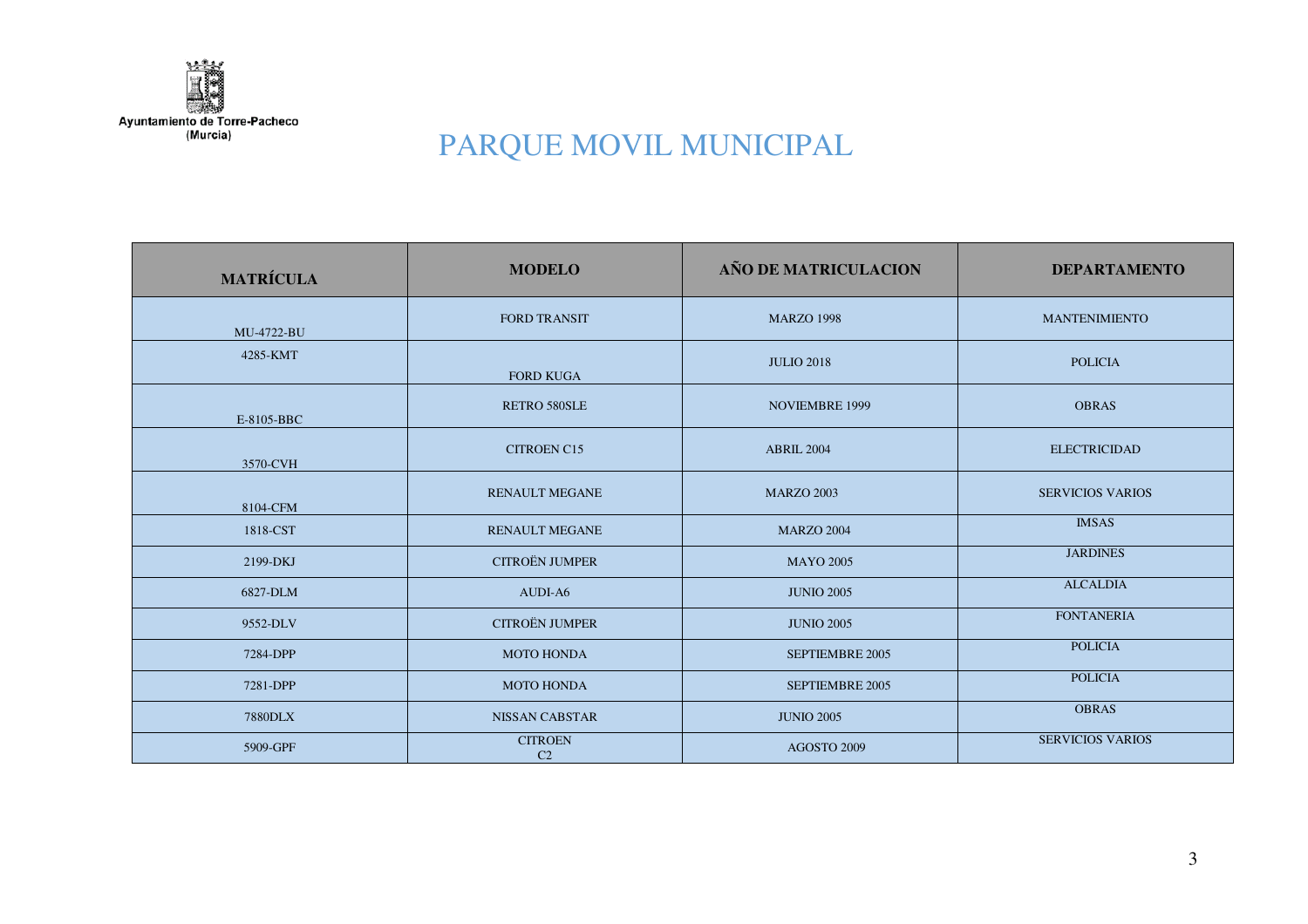Ayuntamiento de Torre-Pacheco
(Murcia)

# PARQUE MOVIL MUNICIPAL

| MATRÍCULA | MODELO | AÑO DE MATRICULACION | DEPARTAMENTO |
|---|---|---|---|
| MU-4722-BU | FORD TRANSIT | MARZO 1998 | MANTENIMIENTO |
| 4285-KMT | FORD KUGA | JULIO 2018 | POLICIA |
| E-8105-BBC | RETRO 580SLE | NOVIEMBRE 1999 | OBRAS |
| 3570-CVH | CITROEN C15 | ABRIL 2004 | ELECTRICIDAD |
| 8104-CFM | RENAULT MEGANE | MARZO 2003 | SERVICIOS VARIOS |
| 1818-CST | RENAULT MEGANE | MARZO 2004 | IMSAS |
| 2199-DKJ | CITROËN JUMPER | MAYO 2005 | JARDINES |
| 6827-DLM | AUDI-A6 | JUNIO 2005 | ALCALDIA |
| 9552-DLV | CITROËN JUMPER | JUNIO 2005 | FONTANERIA |
| 7284-DPP | MOTO HONDA | SEPTIEMBRE 2005 | POLICIA |
| 7281-DPP | MOTO HONDA | SEPTIEMBRE 2005 | POLICIA |
| 7880DLX | NISSAN CABSTAR | JUNIO 2005 | OBRAS |
| 5909-GPF | CITROEN C2 | AGOSTO 2009 | SERVICIOS VARIOS |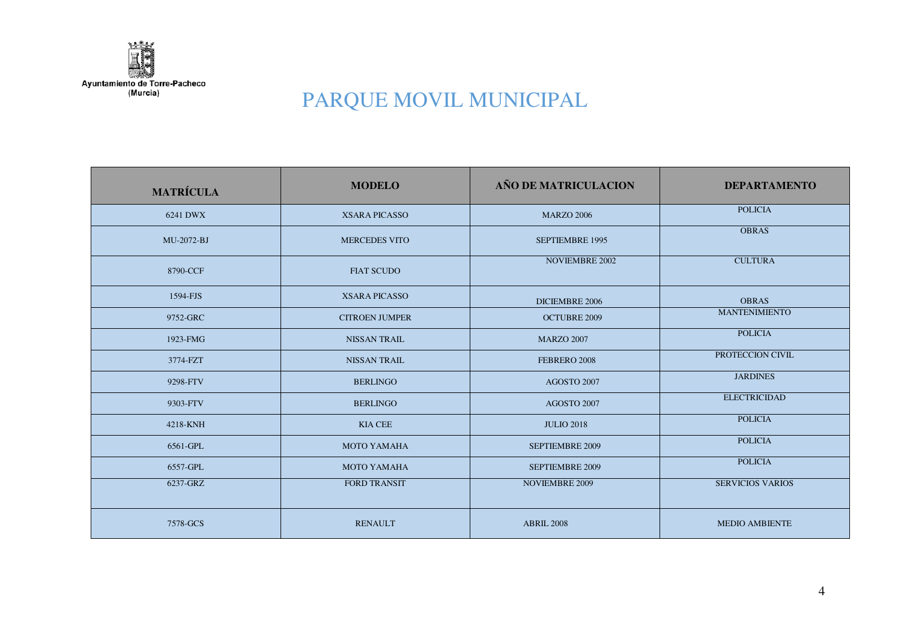Ayuntamiento de Torre-Pacheco
(Murcia)

# PARQUE MOVIL MUNICIPAL

| MATRÍCULA | MODELO | AÑO DE MATRICULACION | DEPARTAMENTO |
|---|---|---|---|
| 6241 DWX | XSARA PICASSO | MARZO 2006 | POLICIA |
| MU-2072-BJ | MERCEDES VITO | SEPTIEMBRE 1995 | OBRAS |
| 8790-CCF | FIAT SCUDO | NOVIEMBRE 2002 | CULTURA |
| 1594-FJS | XSARA PICASSO | DICIEMBRE 2006 | OBRAS |
| 9752-GRC | CITROEN JUMPER | OCTUBRE 2009 | MANTENIMIENTO |
| 1923-FMG | NISSAN TRAIL | MARZO 2007 | POLICIA |
| 3774-FZT | NISSAN TRAIL | FEBRERO 2008 | PROTECCION CIVIL |
| 9298-FTV | BERLINGO | AGOSTO 2007 | JARDINES |
| 9303-FTV | BERLINGO | AGOSTO 2007 | ELECTRICIDAD |
| 4218-KNH | KIA CEE | JULIO 2018 | POLICIA |
| 6561-GPL | MOTO YAMAHA | SEPTIEMBRE 2009 | POLICIA |
| 6557-GPL | MOTO YAMAHA | SEPTIEMBRE 2009 | POLICIA |
| 6237-GRZ | FORD TRANSIT | NOVIEMBRE 2009 | SERVICIOS VARIOS |
| 7578-GCS | RENAULT | ABRIL 2008 | MEDIO AMBIENTE |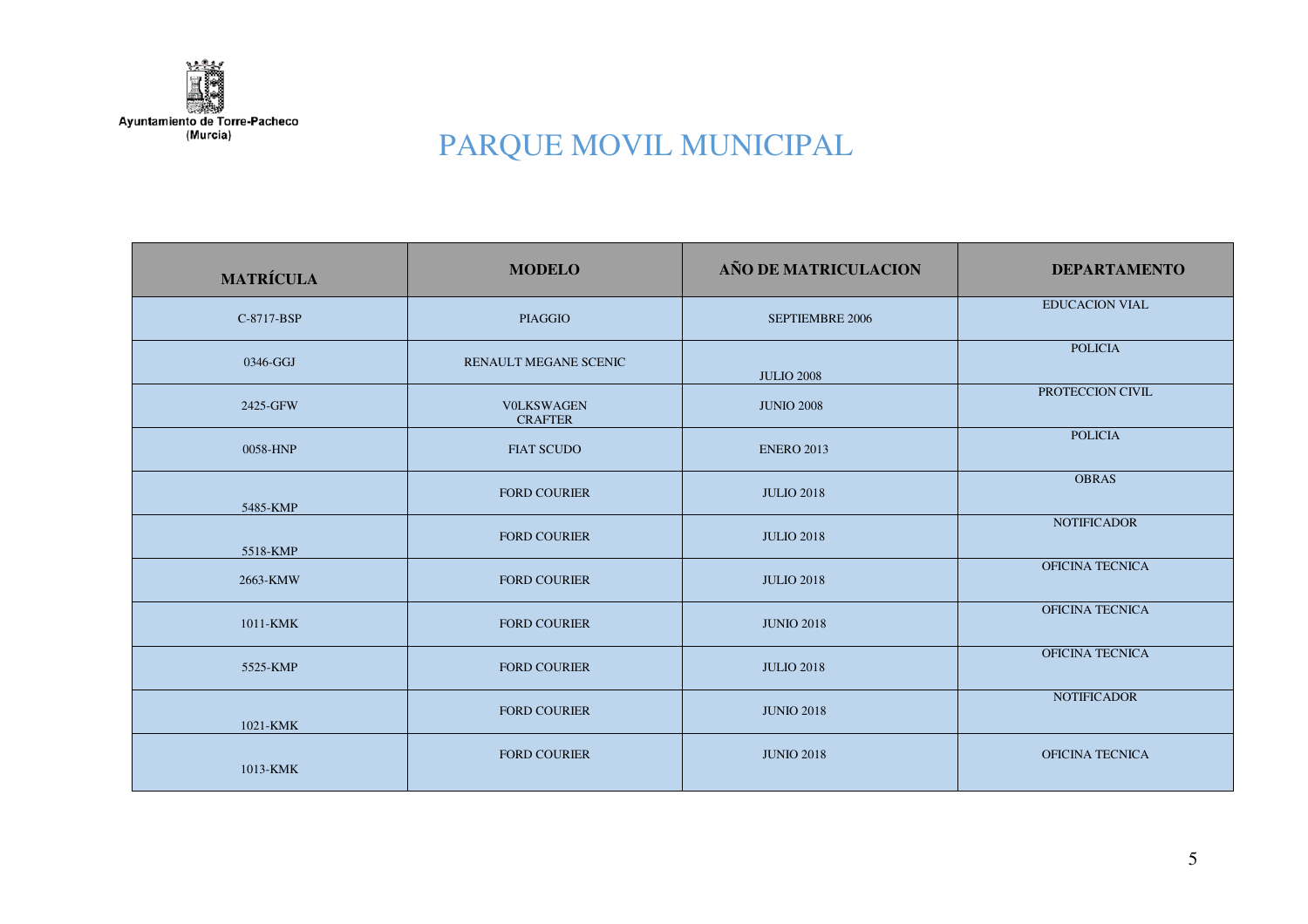Ayuntamiento de Torre-Pacheco
(Murcia)

# PARQUE MOVIL MUNICIPAL

| MATRÍCULA | MODELO | AÑO DE MATRICULACION | DEPARTAMENTO |
|---|---|---|---|
| C-8717-BSP | PIAGGIO | SEPTIEMBRE 2006 | EDUCACION VIAL |
| 0346-GGJ | RENAULT MEGANE SCENIC | JULIO 2008 | POLICIA |
| 2425-GFW | V0LKSWAGEN CRAFTER | JUNIO 2008 | PROTECCION CIVIL |
| 0058-HNP | FIAT SCUDO | ENERO 2013 | POLICIA |
| 5485-KMP | FORD COURIER | JULIO 2018 | OBRAS |
| 5518-KMP | FORD COURIER | JULIO 2018 | NOTIFICADOR |
| 2663-KMW | FORD COURIER | JULIO 2018 | OFICINA TECNICA |
| 1011-KMK | FORD COURIER | JUNIO 2018 | OFICINA TECNICA |
| 5525-KMP | FORD COURIER | JULIO 2018 | OFICINA TECNICA |
| 1021-KMK | FORD COURIER | JUNIO 2018 | NOTIFICADOR |
| 1013-KMK | FORD COURIER | JUNIO 2018 | OFICINA TECNICA |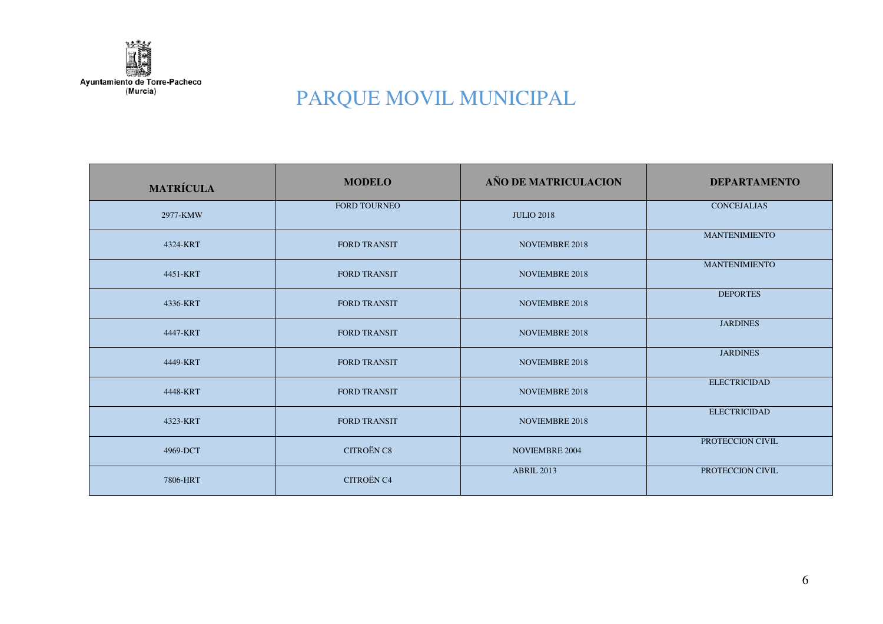Ayuntamiento de Torre-Pacheco
(Murcia)

# PARQUE MOVIL MUNICIPAL

| MATRÍCULA | MODELO | AÑO DE MATRICULACION | DEPARTAMENTO |
|---|---|---|---|
| 2977-KMW | FORD TOURNEO | JULIO 2018 | CONCEJALIAS |
| 4324-KRT | FORD TRANSIT | NOVIEMBRE 2018 | MANTENIMIENTO |
| 4451-KRT | FORD TRANSIT | NOVIEMBRE 2018 | MANTENIMIENTO |
| 4336-KRT | FORD TRANSIT | NOVIEMBRE 2018 | DEPORTES |
| 4447-KRT | FORD TRANSIT | NOVIEMBRE 2018 | JARDINES |
| 4449-KRT | FORD TRANSIT | NOVIEMBRE 2018 | JARDINES |
| 4448-KRT | FORD TRANSIT | NOVIEMBRE 2018 | ELECTRICIDAD |
| 4323-KRT | FORD TRANSIT | NOVIEMBRE 2018 | ELECTRICIDAD |
| 4969-DCT | CITROËN C8 | NOVIEMBRE 2004 | PROTECCION CIVIL |
| 7806-HRT | CITROËN C4 | ABRIL 2013 | PROTECCION CIVIL |